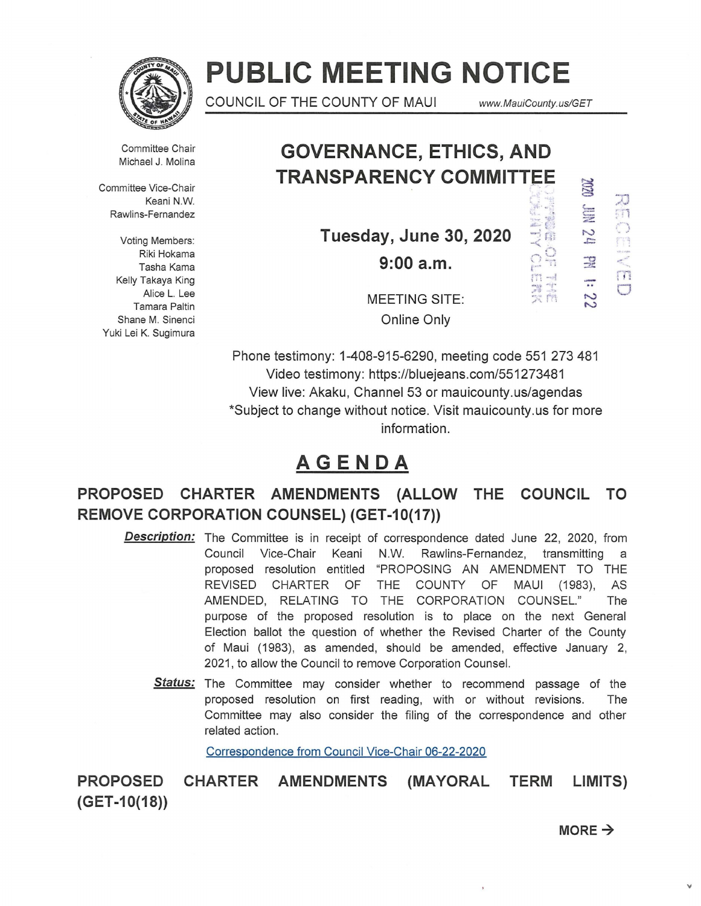# PUBLIC MEETING NOTICE

COUNCIL OF THE COUNTY OF MAUI www.MauiCounty.us/GET

Committee Chair
Michael J. Molina

Committee Vice-Chair
Keani N.W. Rawlins-Fernandez

Voting Members:
Riki Hokama
Tasha Kama
Kelly Takaya King
Alice L. Lee
Tamara Paltin
Shane M. Sinenci
Yuki Lei K. Sugimura

## GOVERNANCE, ETHICS, AND TRANSPARENCY COMMITTEE

**Tuesday, June 30, 2020**

**9:00 a.m.**

MEETING SITE:
Online Only

RECEIVED 2020 JUN 24 PM 1:22 OFFICE OF THE COUNTY CLERK

Phone testimony: 1-408-915-6290, meeting code 551 273 481
Video testimony: https://bluejeans.com/551273481
View live: Akaku, Channel 53 or mauicounty.us/agendas
*Subject to change without notice. Visit mauicounty.us for more information.

## AGENDA

### PROPOSED CHARTER AMENDMENTS (ALLOW THE COUNCIL TO REMOVE CORPORATION COUNSEL) (GET-10(17))

***Description:*** The Committee is in receipt of correspondence dated June 22, 2020, from Council Vice-Chair Keani N.W. Rawlins-Fernandez, transmitting a proposed resolution entitled "PROPOSING AN AMENDMENT TO THE REVISED CHARTER OF THE COUNTY OF MAUI (1983), AS AMENDED, RELATING TO THE CORPORATION COUNSEL." The purpose of the proposed resolution is to place on the next General Election ballot the question of whether the Revised Charter of the County of Maui (1983), as amended, should be amended, effective January 2, 2021, to allow the Council to remove Corporation Counsel.

***Status:*** The Committee may consider whether to recommend passage of the proposed resolution on first reading, with or without revisions. The Committee may also consider the filing of the correspondence and other related action.

Correspondence from Council Vice-Chair 06-22-2020

### PROPOSED CHARTER AMENDMENTS (MAYORAL TERM LIMITS) (GET-10(18))

**MORE →**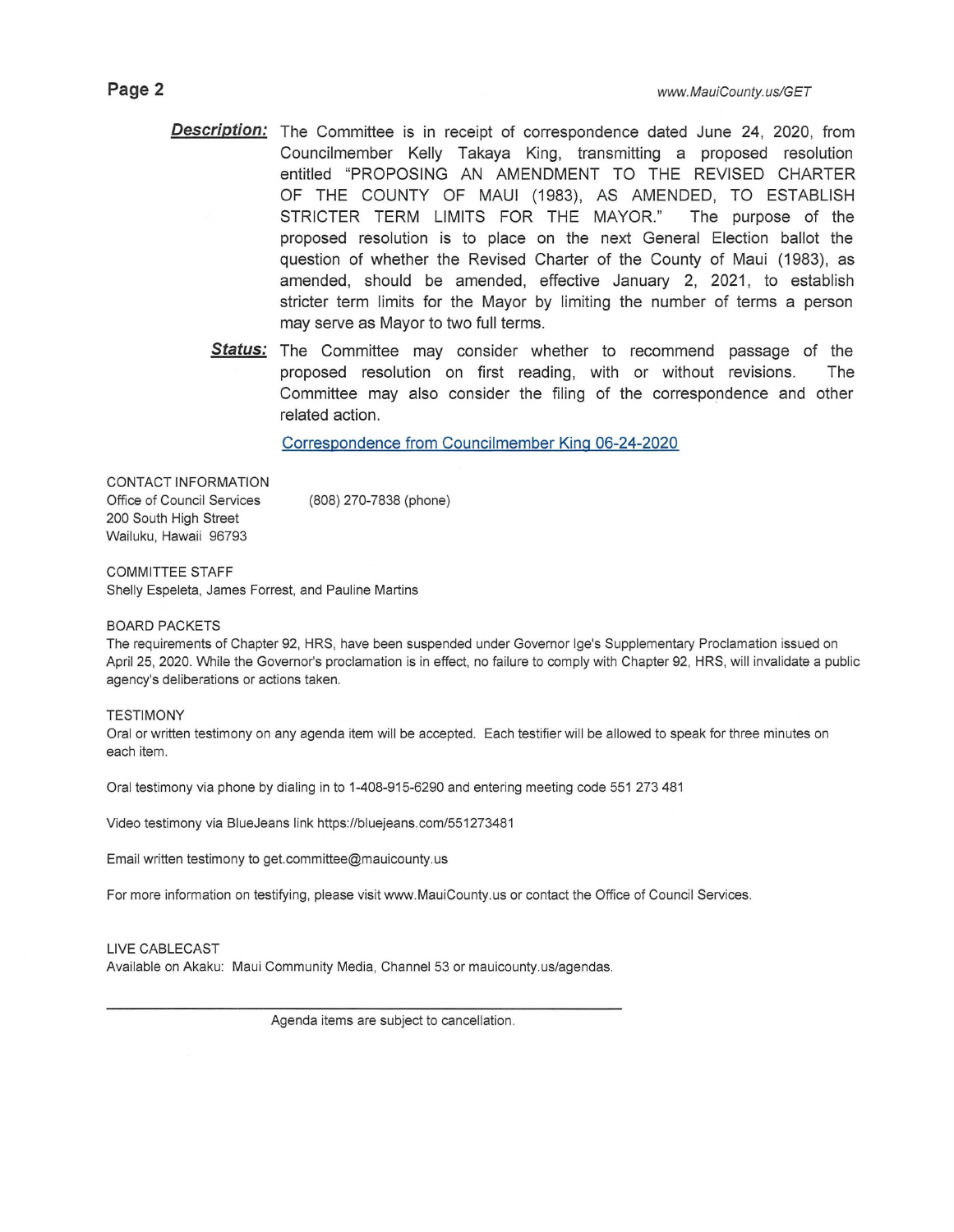**Description:** The Committee is in receipt of correspondence dated June 24, 2020, from Councilmember Kelly Takaya King, transmitting a proposed resolution entitled "PROPOSING AN AMENDMENT TO THE REVISED CHARTER OF THE COUNTY OF MAUI (1983), AS AMENDED, TO ESTABLISH STRICTER TERM LIMITS FOR THE MAYOR." The purpose of the proposed resolution is to place on the next General Election ballot the question of whether the Revised Charter of the County of Maui (1983), as amended, should be amended, effective January 2, 2021, to establish stricter term limits for the Mayor by limiting the number of terms a person may serve as Mayor to two full terms.

**Status:** The Committee may consider whether to recommend passage of the proposed resolution on first reading, with or without revisions. The Committee may also consider the filing of the correspondence and other related action.

Correspondence from Councilmember King 06-24-2020

CONTACT INFORMATION
Office of Council Services (808) 270-7838 (phone)
200 South High Street
Wailuku, Hawaii 96793

COMMITTEE STAFF
Shelly Espeleta, James Forrest, and Pauline Martins

BOARD PACKETS
The requirements of Chapter 92, HRS, have been suspended under Governor Ige's Supplementary Proclamation issued on April 25, 2020. While the Governor's proclamation is in effect, no failure to comply with Chapter 92, HRS, will invalidate a public agency's deliberations or actions taken.

TESTIMONY
Oral or written testimony on any agenda item will be accepted. Each testifier will be allowed to speak for three minutes on each item.

Oral testimony via phone by dialing in to 1-408-915-6290 and entering meeting code 551 273 481

Video testimony via BlueJeans link https://bluejeans.com/551273481

Email written testimony to get.committee@mauicounty.us

For more information on testifying, please visit www.MauiCounty.us or contact the Office of Council Services.

LIVE CABLECAST
Available on Akaku: Maui Community Media, Channel 53 or mauicounty.us/agendas.

---

Agenda items are subject to cancellation.